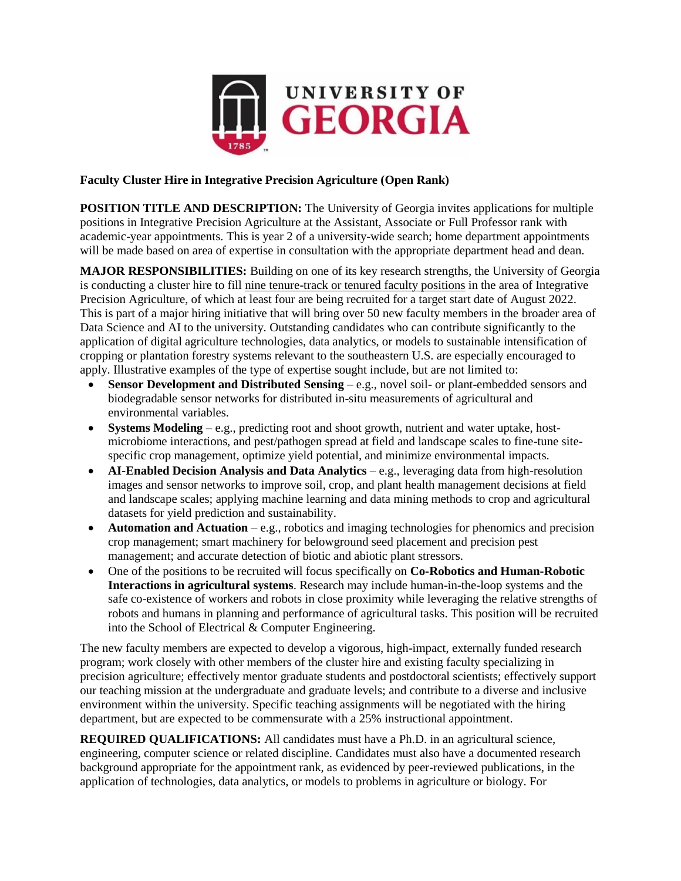**Faculty Cluster Hire in Integrative Precision Agriculture (Open Rank)**

**POSITION TITLE AND DESCRIPTION:** The University of Georgia invites applications for multiple positions in Integrative Precision Agriculture at the Assistant, Associate or Full Professor rank with academic-year appointments. This is year 2 of a university-wide search; home department appointments will be made based on area of expertise in consultation with the appropriate department head and dean.

**MAJOR RESPONSIBILITIES:** Building on one of its key research strengths, the University of Georgia is conducting a cluster hire to fill nine tenure-track or tenured faculty positions in the area of Integrative Precision Agriculture, of which at least four are being recruited for a target start date of August 2022. This is part of a major hiring initiative that will bring over 50 new faculty members in the broader area of Data Science and AI to the university. Outstanding candidates who can contribute significantly to the application of digital agriculture technologies, data analytics, or models to sustainable intensification of cropping or plantation forestry systems relevant to the southeastern U.S. are especially encouraged to apply. Illustrative examples of the type of expertise sought include, but are not limited to:

- **Sensor Development and Distributed Sensing** – e.g., novel soil- or plant-embedded sensors and biodegradable sensor networks for distributed in-situ measurements of agricultural and environmental variables.
- **Systems Modeling** – e.g., predicting root and shoot growth, nutrient and water uptake, host-microbiome interactions, and pest/pathogen spread at field and landscape scales to fine-tune site-specific crop management, optimize yield potential, and minimize environmental impacts.
- **AI-Enabled Decision Analysis and Data Analytics** – e.g., leveraging data from high-resolution images and sensor networks to improve soil, crop, and plant health management decisions at field and landscape scales; applying machine learning and data mining methods to crop and agricultural datasets for yield prediction and sustainability.
- **Automation and Actuation** – e.g., robotics and imaging technologies for phenomics and precision crop management; smart machinery for belowground seed placement and precision pest management; and accurate detection of biotic and abiotic plant stressors.
- One of the positions to be recruited will focus specifically on **Co-Robotics and Human-Robotic Interactions in agricultural systems**. Research may include human-in-the-loop systems and the safe co-existence of workers and robots in close proximity while leveraging the relative strengths of robots and humans in planning and performance of agricultural tasks. This position will be recruited into the School of Electrical & Computer Engineering.

The new faculty members are expected to develop a vigorous, high-impact, externally funded research program; work closely with other members of the cluster hire and existing faculty specializing in precision agriculture; effectively mentor graduate students and postdoctoral scientists; effectively support our teaching mission at the undergraduate and graduate levels; and contribute to a diverse and inclusive environment within the university. Specific teaching assignments will be negotiated with the hiring department, but are expected to be commensurate with a 25% instructional appointment.

**REQUIRED QUALIFICATIONS:** All candidates must have a Ph.D. in an agricultural science, engineering, computer science or related discipline. Candidates must also have a documented research background appropriate for the appointment rank, as evidenced by peer-reviewed publications, in the application of technologies, data analytics, or models to problems in agriculture or biology. For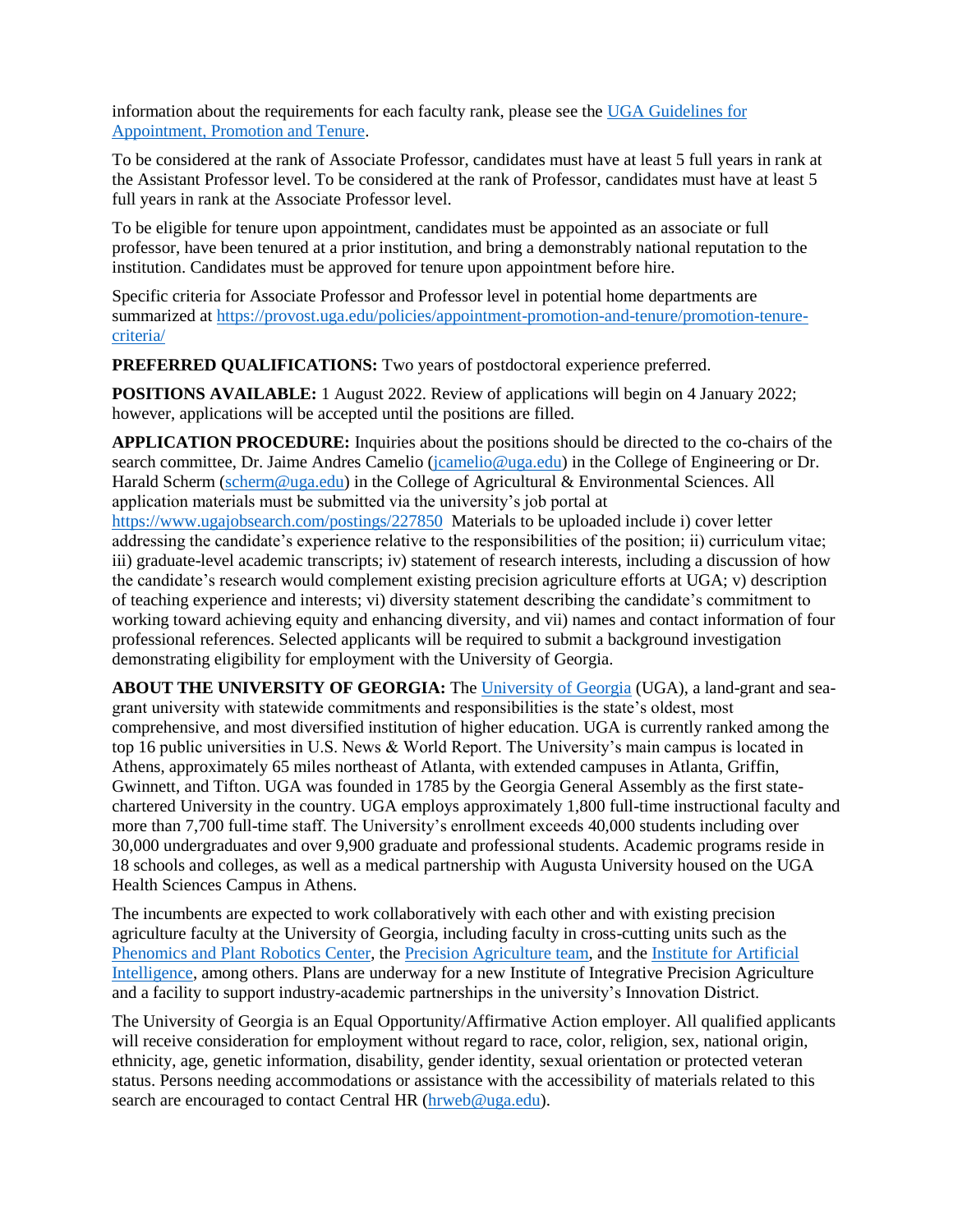information about the requirements for each faculty rank, please see the [UGA Guidelines for Appointment, Promotion and Tenure](#).

To be considered at the rank of Associate Professor, candidates must have at least 5 full years in rank at the Assistant Professor level. To be considered at the rank of Professor, candidates must have at least 5 full years in rank at the Associate Professor level.

To be eligible for tenure upon appointment, candidates must be appointed as an associate or full professor, have been tenured at a prior institution, and bring a demonstrably national reputation to the institution. Candidates must be approved for tenure upon appointment before hire.

Specific criteria for Associate Professor and Professor level in potential home departments are summarized at https://provost.uga.edu/policies/appointment-promotion-and-tenure/promotion-tenure-criteria/

**PREFERRED QUALIFICATIONS:** Two years of postdoctoral experience preferred.

**POSITIONS AVAILABLE:** 1 August 2022. Review of applications will begin on 4 January 2022; however, applications will be accepted until the positions are filled.

**APPLICATION PROCEDURE:** Inquiries about the positions should be directed to the co-chairs of the search committee, Dr. Jaime Andres Camelio (jcamelio@uga.edu) in the College of Engineering or Dr. Harald Scherm (scherm@uga.edu) in the College of Agricultural & Environmental Sciences. All application materials must be submitted via the university's job portal at https://www.ugajobsearch.com/postings/227850 Materials to be uploaded include i) cover letter addressing the candidate's experience relative to the responsibilities of the position; ii) curriculum vitae; iii) graduate-level academic transcripts; iv) statement of research interests, including a discussion of how the candidate's research would complement existing precision agriculture efforts at UGA; v) description of teaching experience and interests; vi) diversity statement describing the candidate's commitment to working toward achieving equity and enhancing diversity, and vii) names and contact information of four professional references. Selected applicants will be required to submit a background investigation demonstrating eligibility for employment with the University of Georgia.

**ABOUT THE UNIVERSITY OF GEORGIA:** The [University of Georgia](#) (UGA), a land-grant and sea-grant university with statewide commitments and responsibilities is the state's oldest, most comprehensive, and most diversified institution of higher education. UGA is currently ranked among the top 16 public universities in U.S. News & World Report. The University's main campus is located in Athens, approximately 65 miles northeast of Atlanta, with extended campuses in Atlanta, Griffin, Gwinnett, and Tifton. UGA was founded in 1785 by the Georgia General Assembly as the first state-chartered University in the country. UGA employs approximately 1,800 full-time instructional faculty and more than 7,700 full-time staff. The University's enrollment exceeds 40,000 students including over 30,000 undergraduates and over 9,900 graduate and professional students. Academic programs reside in 18 schools and colleges, as well as a medical partnership with Augusta University housed on the UGA Health Sciences Campus in Athens.

The incumbents are expected to work collaboratively with each other and with existing precision agriculture faculty at the University of Georgia, including faculty in cross-cutting units such as the [Phenomics and Plant Robotics Center](#), the [Precision Agriculture team](#), and the [Institute for Artificial Intelligence](#), among others. Plans are underway for a new Institute of Integrative Precision Agriculture and a facility to support industry-academic partnerships in the university's Innovation District.

The University of Georgia is an Equal Opportunity/Affirmative Action employer. All qualified applicants will receive consideration for employment without regard to race, color, religion, sex, national origin, ethnicity, age, genetic information, disability, gender identity, sexual orientation or protected veteran status. Persons needing accommodations or assistance with the accessibility of materials related to this search are encouraged to contact Central HR (hrweb@uga.edu).